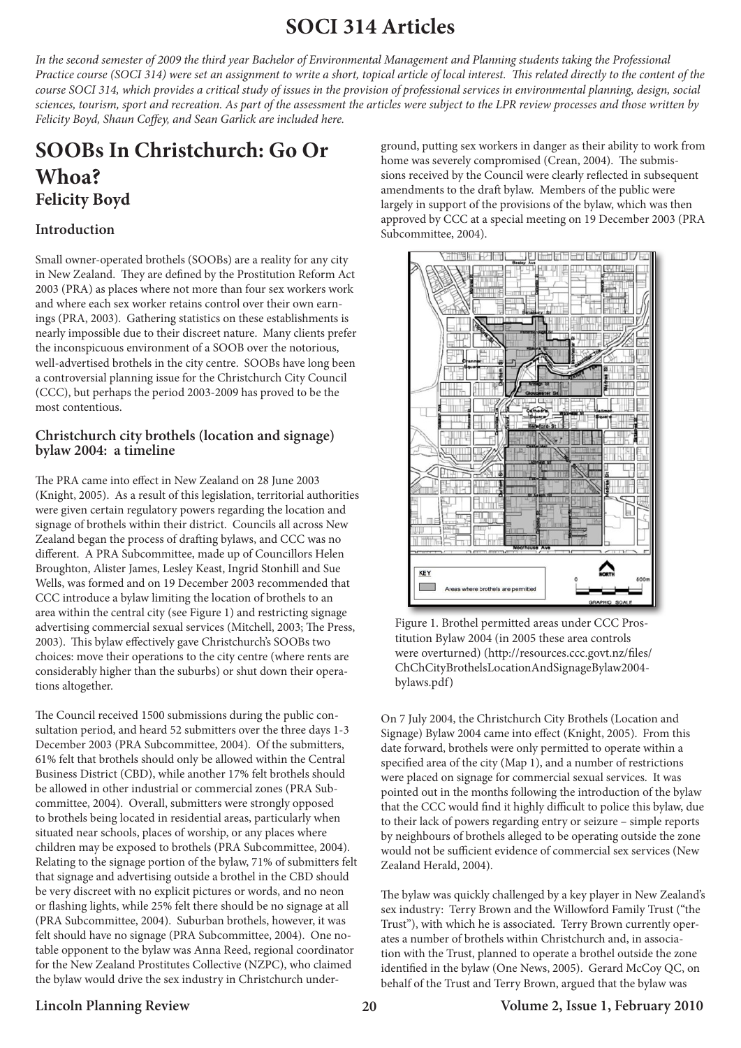# SOCI 314 Articles

*In the second semester of 2009 the third year Bachelor of Environmental Management and Planning students taking the Professional Practice course (SOCI 314) were set an assignment to write a short, topical article of local interest. This related directly to the content of the course SOCI 314, which provides a critical study of issues in the provision of professional services in environmental planning, design, social sciences, tourism, sport and recreation. As part of the assessment the articles were subject to the LPR review processes and those written by Felicity Boyd, Shaun Coffey, and Sean Garlick are included here.*

## SOOBs In Christchurch: Go Or Whoa?

### Felicity Boyd

#### Introduction

Small owner-operated brothels (SOOBs) are a reality for any city in New Zealand. They are defined by the Prostitution Reform Act 2003 (PRA) as places where not more than four sex workers work and where each sex worker retains control over their own earnings (PRA, 2003). Gathering statistics on these establishments is nearly impossible due to their discreet nature. Many clients prefer the inconspicuous environment of a SOOB over the notorious, well-advertised brothels in the city centre. SOOBs have long been a controversial planning issue for the Christchurch City Council (CCC), but perhaps the period 2003-2009 has proved to be the most contentious.

#### Christchurch city brothels (location and signage) bylaw 2004: a timeline

The PRA came into effect in New Zealand on 28 June 2003 (Knight, 2005). As a result of this legislation, territorial authorities were given certain regulatory powers regarding the location and signage of brothels within their district. Councils all across New Zealand began the process of drafting bylaws, and CCC was no different. A PRA Subcommittee, made up of Councillors Helen Broughton, Alister James, Lesley Keast, Ingrid Stonhill and Sue Wells, was formed and on 19 December 2003 recommended that CCC introduce a bylaw limiting the location of brothels to an area within the central city (see Figure 1) and restricting signage advertising commercial sexual services (Mitchell, 2003; The Press, 2003). This bylaw effectively gave Christchurch's SOOBs two choices: move their operations to the city centre (where rents are considerably higher than the suburbs) or shut down their operations altogether.

The Council received 1500 submissions during the public consultation period, and heard 52 submitters over the three days 1-3 December 2003 (PRA Subcommittee, 2004). Of the submitters, 61% felt that brothels should only be allowed within the Central Business District (CBD), while another 17% felt brothels should be allowed in other industrial or commercial zones (PRA Subcommittee, 2004). Overall, submitters were strongly opposed to brothels being located in residential areas, particularly when situated near schools, places of worship, or any places where children may be exposed to brothels (PRA Subcommittee, 2004). Relating to the signage portion of the bylaw, 71% of submitters felt that signage and advertising outside a brothel in the CBD should be very discreet with no explicit pictures or words, and no neon or flashing lights, while 25% felt there should be no signage at all (PRA Subcommittee, 2004). Suburban brothels, however, it was felt should have no signage (PRA Subcommittee, 2004). One notable opponent to the bylaw was Anna Reed, regional coordinator for the New Zealand Prostitutes Collective (NZPC), who claimed the bylaw would drive the sex industry in Christchurch underground, putting sex workers in danger as their ability to work from home was severely compromised (Crean, 2004). The submissions received by the Council were clearly reflected in subsequent amendments to the draft bylaw. Members of the public were largely in support of the provisions of the bylaw, which was then approved by CCC at a special meeting on 19 December 2003 (PRA Subcommittee, 2004).

Figure 1. Brothel permitted areas under CCC Prostitution Bylaw 2004 (in 2005 these area controls were overturned) (http://resources.ccc.govt.nz/files/ChChCityBrothelsLocationAndSignageBylaw2004-bylaws.pdf)

On 7 July 2004, the Christchurch City Brothels (Location and Signage) Bylaw 2004 came into effect (Knight, 2005). From this date forward, brothels were only permitted to operate within a specified area of the city (Map 1), and a number of restrictions were placed on signage for commercial sexual services. It was pointed out in the months following the introduction of the bylaw that the CCC would find it highly difficult to police this bylaw, due to their lack of powers regarding entry or seizure – simple reports by neighbours of brothels alleged to be operating outside the zone would not be sufficient evidence of commercial sex services (New Zealand Herald, 2004).

The bylaw was quickly challenged by a key player in New Zealand's sex industry: Terry Brown and the Willowford Family Trust ("the Trust"), with which he is associated. Terry Brown currently operates a number of brothels within Christchurch and, in association with the Trust, planned to operate a brothel outside the zone identified in the bylaw (One News, 2005). Gerard McCoy QC, on behalf of the Trust and Terry Brown, argued that the bylaw was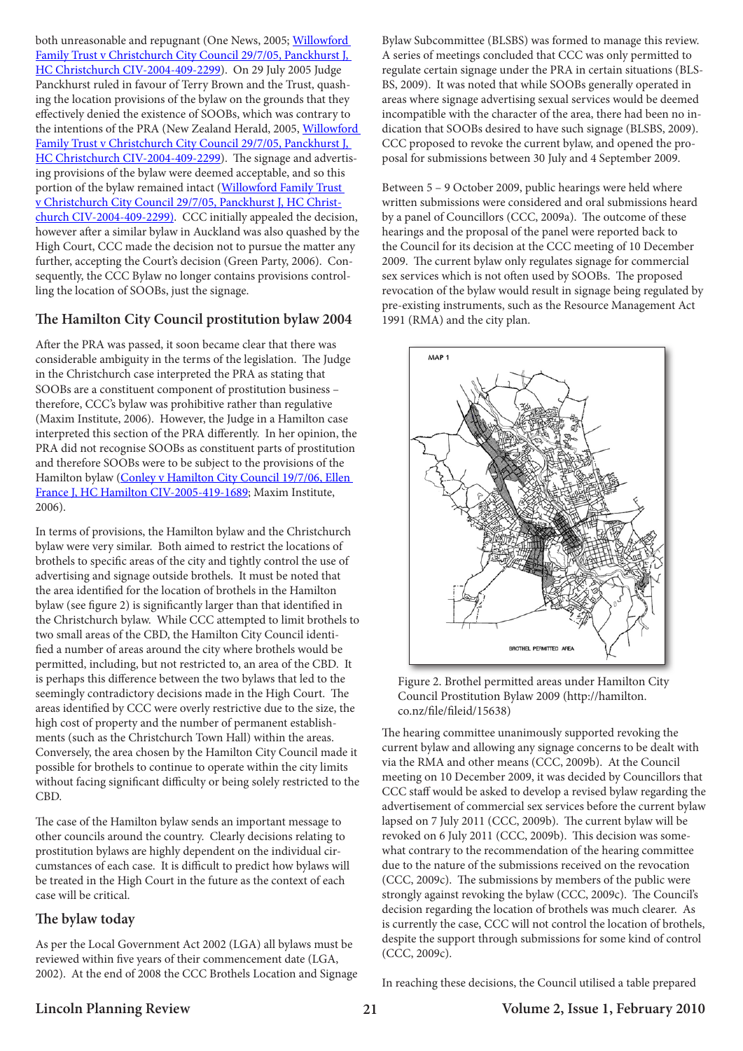both unreasonable and repugnant (One News, 2005; Willowford Family Trust v Christchurch City Council 29/7/05, Panckhurst J, HC Christchurch CIV-2004-409-2299). On 29 July 2005 Judge Panckhurst ruled in favour of Terry Brown and the Trust, quashing the location provisions of the bylaw on the grounds that they effectively denied the existence of SOOBs, which was contrary to the intentions of the PRA (New Zealand Herald, 2005, Willowford Family Trust v Christchurch City Council 29/7/05, Panckhurst J, HC Christchurch CIV-2004-409-2299). The signage and advertising provisions of the bylaw were deemed acceptable, and so this portion of the bylaw remained intact (Willowford Family Trust v Christchurch City Council 29/7/05, Panckhurst J, HC Christchurch CIV-2004-409-2299). CCC initially appealed the decision, however after a similar bylaw in Auckland was also quashed by the High Court, CCC made the decision not to pursue the matter any further, accepting the Court's decision (Green Party, 2006). Consequently, the CCC Bylaw no longer contains provisions controlling the location of SOOBs, just the signage.

## The Hamilton City Council prostitution bylaw 2004

After the PRA was passed, it soon became clear that there was considerable ambiguity in the terms of the legislation. The Judge in the Christchurch case interpreted the PRA as stating that SOOBs are a constituent component of prostitution business – therefore, CCC's bylaw was prohibitive rather than regulative (Maxim Institute, 2006). However, the Judge in a Hamilton case interpreted this section of the PRA differently. In her opinion, the PRA did not recognise SOOBs as constituent parts of prostitution and therefore SOOBs were to be subject to the provisions of the Hamilton bylaw (Conley v Hamilton City Council 19/7/06, Ellen France J, HC Hamilton CIV-2005-419-1689; Maxim Institute, 2006).

In terms of provisions, the Hamilton bylaw and the Christchurch bylaw were very similar. Both aimed to restrict the locations of brothels to specific areas of the city and tightly control the use of advertising and signage outside brothels. It must be noted that the area identified for the location of brothels in the Hamilton bylaw (see figure 2) is significantly larger than that identified in the Christchurch bylaw. While CCC attempted to limit brothels to two small areas of the CBD, the Hamilton City Council identified a number of areas around the city where brothels would be permitted, including, but not restricted to, an area of the CBD. It is perhaps this difference between the two bylaws that led to the seemingly contradictory decisions made in the High Court. The areas identified by CCC were overly restrictive due to the size, the high cost of property and the number of permanent establishments (such as the Christchurch Town Hall) within the areas. Conversely, the area chosen by the Hamilton City Council made it possible for brothels to continue to operate within the city limits without facing significant difficulty or being solely restricted to the CBD.

The case of the Hamilton bylaw sends an important message to other councils around the country. Clearly decisions relating to prostitution bylaws are highly dependent on the individual circumstances of each case. It is difficult to predict how bylaws will be treated in the High Court in the future as the context of each case will be critical.

## The bylaw today

As per the Local Government Act 2002 (LGA) all bylaws must be reviewed within five years of their commencement date (LGA, 2002). At the end of 2008 the CCC Brothels Location and Signage Bylaw Subcommittee (BLSBS) was formed to manage this review. A series of meetings concluded that CCC was only permitted to regulate certain signage under the PRA in certain situations (BLSBS, 2009). It was noted that while SOOBs generally operated in areas where signage advertising sexual services would be deemed incompatible with the character of the area, there had been no indication that SOOBs desired to have such signage (BLSBS, 2009). CCC proposed to revoke the current bylaw, and opened the proposal for submissions between 30 July and 4 September 2009.

Between 5 – 9 October 2009, public hearings were held where written submissions were considered and oral submissions heard by a panel of Councillors (CCC, 2009a). The outcome of these hearings and the proposal of the panel were reported back to the Council for its decision at the CCC meeting of 10 December 2009. The current bylaw only regulates signage for commercial sex services which is not often used by SOOBs. The proposed revocation of the bylaw would result in signage being regulated by pre-existing instruments, such as the Resource Management Act 1991 (RMA) and the city plan.

Figure 2. Brothel permitted areas under Hamilton City Council Prostitution Bylaw 2009 (http://hamilton.co.nz/file/fileid/15638)

The hearing committee unanimously supported revoking the current bylaw and allowing any signage concerns to be dealt with via the RMA and other means (CCC, 2009b). At the Council meeting on 10 December 2009, it was decided by Councillors that CCC staff would be asked to develop a revised bylaw regarding the advertisement of commercial sex services before the current bylaw lapsed on 7 July 2011 (CCC, 2009b). The current bylaw will be revoked on 6 July 2011 (CCC, 2009b). This decision was somewhat contrary to the recommendation of the hearing committee due to the nature of the submissions received on the revocation (CCC, 2009c). The submissions by members of the public were strongly against revoking the bylaw (CCC, 2009c). The Council's decision regarding the location of brothels was much clearer. As is currently the case, CCC will not control the location of brothels, despite the support through submissions for some kind of control (CCC, 2009c).

In reaching these decisions, the Council utilised a table prepared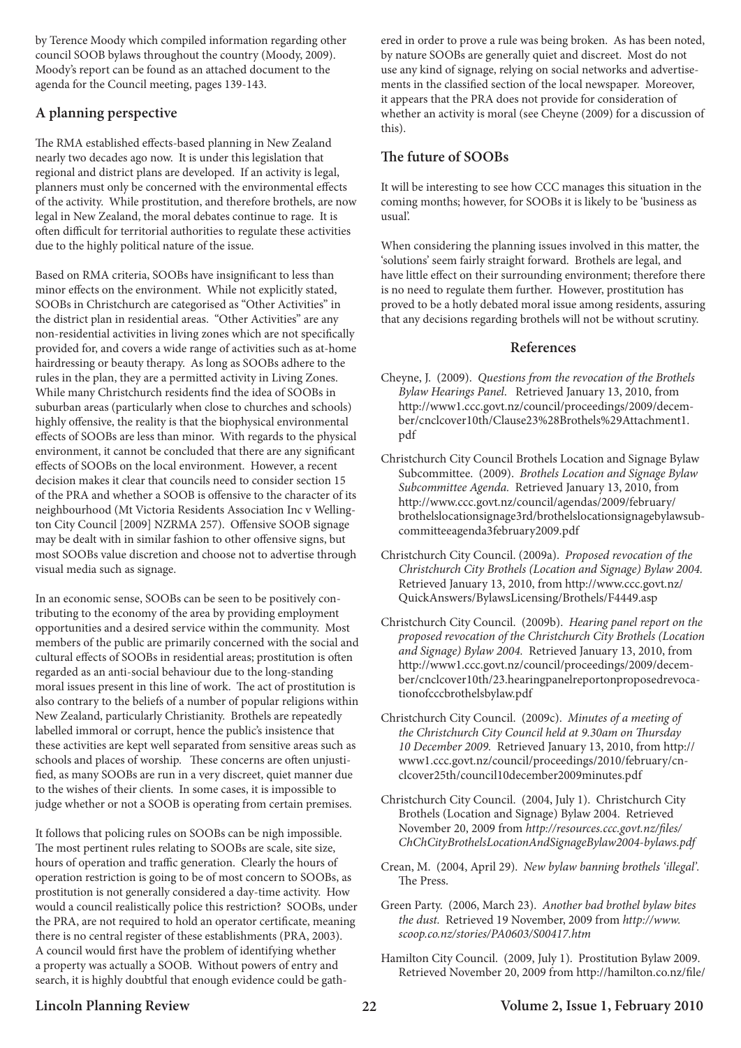by Terence Moody which compiled information regarding other council SOOB bylaws throughout the country (Moody, 2009). Moody's report can be found as an attached document to the agenda for the Council meeting, pages 139-143.

## A planning perspective

The RMA established effects-based planning in New Zealand nearly two decades ago now. It is under this legislation that regional and district plans are developed. If an activity is legal, planners must only be concerned with the environmental effects of the activity. While prostitution, and therefore brothels, are now legal in New Zealand, the moral debates continue to rage. It is often difficult for territorial authorities to regulate these activities due to the highly political nature of the issue.

Based on RMA criteria, SOOBs have insignificant to less than minor effects on the environment. While not explicitly stated, SOOBs in Christchurch are categorised as "Other Activities" in the district plan in residential areas. "Other Activities" are any non-residential activities in living zones which are not specifically provided for, and covers a wide range of activities such as at-home hairdressing or beauty therapy. As long as SOOBs adhere to the rules in the plan, they are a permitted activity in Living Zones. While many Christchurch residents find the idea of SOOBs in suburban areas (particularly when close to churches and schools) highly offensive, the reality is that the biophysical environmental effects of SOOBs are less than minor. With regards to the physical environment, it cannot be concluded that there are any significant effects of SOOBs on the local environment. However, a recent decision makes it clear that councils need to consider section 15 of the PRA and whether a SOOB is offensive to the character of its neighbourhood (Mt Victoria Residents Association Inc v Wellington City Council [2009] NZRMA 257). Offensive SOOB signage may be dealt with in similar fashion to other offensive signs, but most SOOBs value discretion and choose not to advertise through visual media such as signage.

In an economic sense, SOOBs can be seen to be positively contributing to the economy of the area by providing employment opportunities and a desired service within the community. Most members of the public are primarily concerned with the social and cultural effects of SOOBs in residential areas; prostitution is often regarded as an anti-social behaviour due to the long-standing moral issues present in this line of work. The act of prostitution is also contrary to the beliefs of a number of popular religions within New Zealand, particularly Christianity. Brothels are repeatedly labelled immoral or corrupt, hence the public's insistence that these activities are kept well separated from sensitive areas such as schools and places of worship. These concerns are often unjustified, as many SOOBs are run in a very discreet, quiet manner due to the wishes of their clients. In some cases, it is impossible to judge whether or not a SOOB is operating from certain premises.

It follows that policing rules on SOOBs can be nigh impossible. The most pertinent rules relating to SOOBs are scale, site size, hours of operation and traffic generation. Clearly the hours of operation restriction is going to be of most concern to SOOBs, as prostitution is not generally considered a day-time activity. How would a council realistically police this restriction? SOOBs, under the PRA, are not required to hold an operator certificate, meaning there is no central register of these establishments (PRA, 2003). A council would first have the problem of identifying whether a property was actually a SOOB. Without powers of entry and search, it is highly doubtful that enough evidence could be gathered in order to prove a rule was being broken. As has been noted, by nature SOOBs are generally quiet and discreet. Most do not use any kind of signage, relying on social networks and advertisements in the classified section of the local newspaper. Moreover, it appears that the PRA does not provide for consideration of whether an activity is moral (see Cheyne (2009) for a discussion of this).

## The future of SOOBs

It will be interesting to see how CCC manages this situation in the coming months; however, for SOOBs it is likely to be 'business as usual'.

When considering the planning issues involved in this matter, the 'solutions' seem fairly straight forward. Brothels are legal, and have little effect on their surrounding environment; therefore there is no need to regulate them further. However, prostitution has proved to be a hotly debated moral issue among residents, assuring that any decisions regarding brothels will not be without scrutiny.

## References

Cheyne, J. (2009). *Questions from the revocation of the Brothels Bylaw Hearings Panel*. Retrieved January 13, 2010, from http://www1.ccc.govt.nz/council/proceedings/2009/december/cnclcover10th/Clause23%28Brothels%29Attachment1.pdf

Christchurch City Council Brothels Location and Signage Bylaw Subcommittee. (2009). *Brothels Location and Signage Bylaw Subcommittee Agenda.* Retrieved January 13, 2010, from http://www.ccc.govt.nz/council/agendas/2009/february/brothelslocationsignage3rd/brothelslocationsignagebylawsubcommitteeagenda3february2009.pdf

Christchurch City Council. (2009a). *Proposed revocation of the Christchurch City Brothels (Location and Signage) Bylaw 2004.* Retrieved January 13, 2010, from http://www.ccc.govt.nz/QuickAnswers/BylawsLicensing/Brothels/F4449.asp

Christchurch City Council. (2009b). *Hearing panel report on the proposed revocation of the Christchurch City Brothels (Location and Signage) Bylaw 2004.* Retrieved January 13, 2010, from http://www1.ccc.govt.nz/council/proceedings/2009/december/cnclcover10th/23.hearingpanelreportonproposedrevocationofcccbrothelsbylaw.pdf

Christchurch City Council. (2009c). *Minutes of a meeting of the Christchurch City Council held at 9.30am on Thursday 10 December 2009.* Retrieved January 13, 2010, from http://www1.ccc.govt.nz/council/proceedings/2010/february/cnclcover25th/council10december2009minutes.pdf

Christchurch City Council. (2004, July 1). Christchurch City Brothels (Location and Signage) Bylaw 2004. Retrieved November 20, 2009 from *http://resources.ccc.govt.nz/files/ChChCityBrothelsLocationAndSignageBylaw2004-bylaws.pdf*

Crean, M. (2004, April 29). *New bylaw banning brothels 'illegal'.* The Press.

Green Party. (2006, March 23). *Another bad brothel bylaw bites the dust.* Retrieved 19 November, 2009 from *http://www.scoop.co.nz/stories/PA0603/S00417.htm*

Hamilton City Council. (2009, July 1). Prostitution Bylaw 2009. Retrieved November 20, 2009 from http://hamilton.co.nz/file/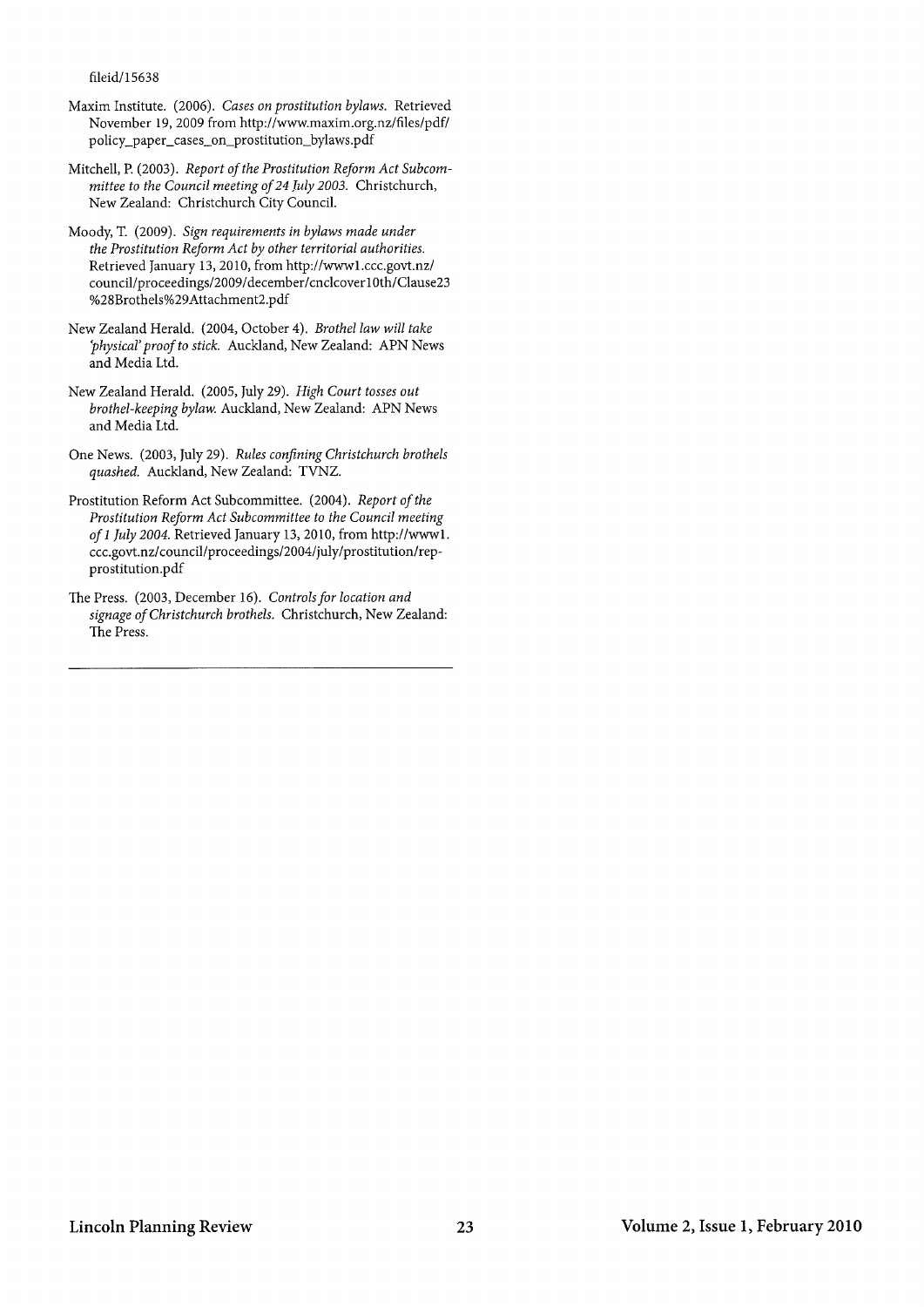fileid/15638

Maxim Institute. (2006). *Cases on prostitution bylaws.* Retrieved November 19, 2009 from http://www.maxim.org.nz/files/pdf/policy_paper_cases_on_prostitution_bylaws.pdf

Mitchell, P. (2003). *Report of the Prostitution Reform Act Subcommittee to the Council meeting of 24 July 2003.* Christchurch, New Zealand: Christchurch City Council.

Moody, T. (2009). *Sign requirements in bylaws made under the Prostitution Reform Act by other territorial authorities.* Retrieved January 13, 2010, from http://www1.ccc.govt.nz/council/proceedings/2009/december/cnclcover10th/Clause23%28Brothels%29Attachment2.pdf

New Zealand Herald. (2004, October 4). *Brothel law will take 'physical' proof to stick.* Auckland, New Zealand: APN News and Media Ltd.

New Zealand Herald. (2005, July 29). *High Court tosses out brothel-keeping bylaw.* Auckland, New Zealand: APN News and Media Ltd.

One News. (2003, July 29). *Rules confining Christchurch brothels quashed.* Auckland, New Zealand: TVNZ.

Prostitution Reform Act Subcommittee. (2004). *Report of the Prostitution Reform Act Subcommittee to the Council meeting of 1 July 2004.* Retrieved January 13, 2010, from http://www1.ccc.govt.nz/council/proceedings/2004/july/prostitution/rep-prostitution.pdf

The Press. (2003, December 16). *Controls for location and signage of Christchurch brothels.* Christchurch, New Zealand: The Press.